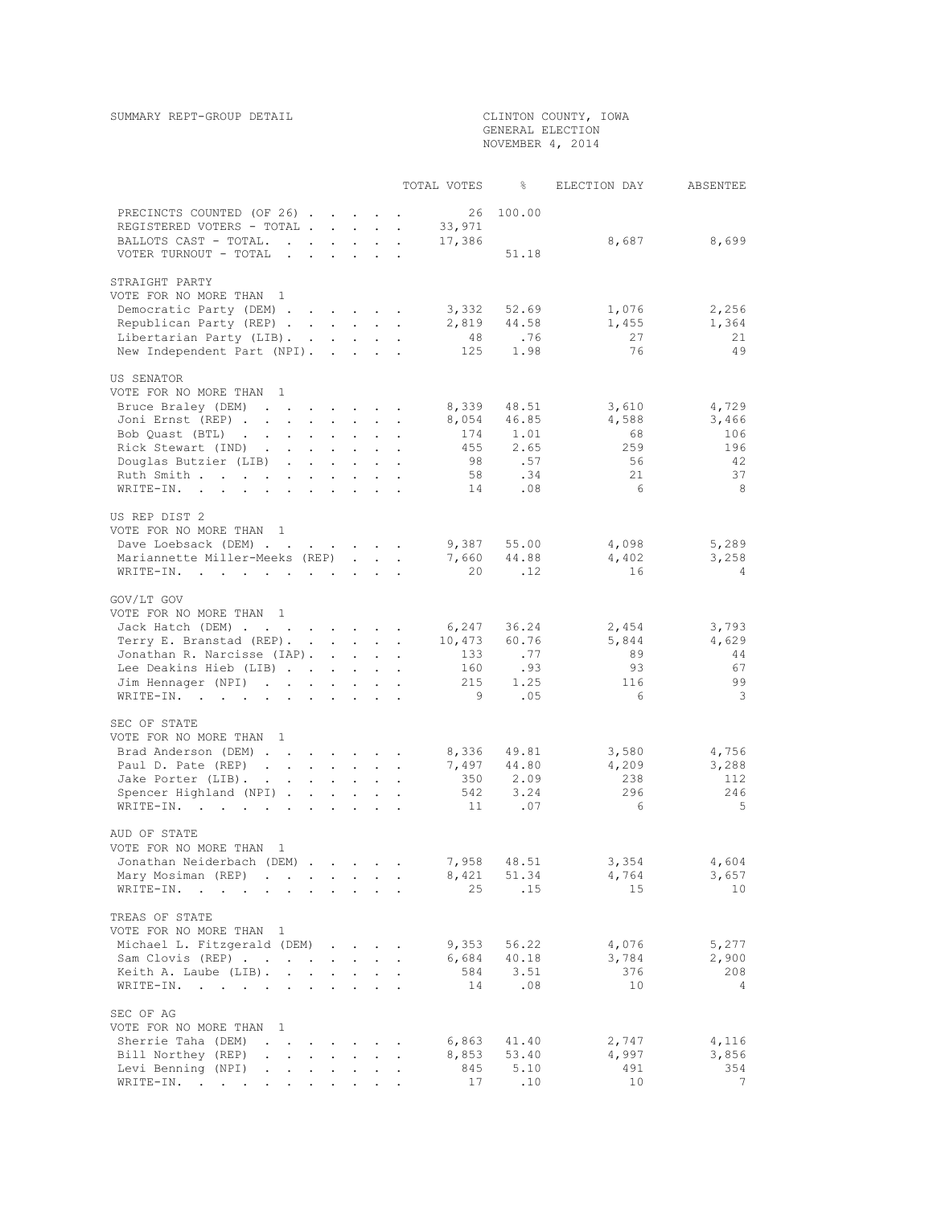SUMMARY REPT-GROUP DETAIL

CLINTON COUNTY, IOWA
GENERAL ELECTION
NOVEMBER 4, 2014

| | TOTAL VOTES | % | ELECTION DAY | ABSENTEE |
|---|---|---|---|---|
| PRECINCTS COUNTED (OF 26) | 26 | 100.00 | | |
| REGISTERED VOTERS - TOTAL | 33,971 | | | |
| BALLOTS CAST - TOTAL. | 17,386 | | 8,687 | 8,699 |
| VOTER TURNOUT - TOTAL | | 51.18 | | |

**STRAIGHT PARTY**
VOTE FOR NO MORE THAN 1

| | TOTAL VOTES | % | ELECTION DAY | ABSENTEE |
|---|---|---|---|---|
| Democratic Party (DEM) | 3,332 | 52.69 | 1,076 | 2,256 |
| Republican Party (REP) | 2,819 | 44.58 | 1,455 | 1,364 |
| Libertarian Party (LIB). | 48 | .76 | 27 | 21 |
| New Independent Part (NPI). | 125 | 1.98 | 76 | 49 |

**US SENATOR**
VOTE FOR NO MORE THAN 1

| | TOTAL VOTES | % | ELECTION DAY | ABSENTEE |
|---|---|---|---|---|
| Bruce Braley (DEM) | 8,339 | 48.51 | 3,610 | 4,729 |
| Joni Ernst (REP) | 8,054 | 46.85 | 4,588 | 3,466 |
| Bob Quast (BTL) | 174 | 1.01 | 68 | 106 |
| Rick Stewart (IND) | 455 | 2.65 | 259 | 196 |
| Douglas Butzier (LIB) | 98 | .57 | 56 | 42 |
| Ruth Smith | 58 | .34 | 21 | 37 |
| WRITE-IN. | 14 | .08 | 6 | 8 |

**US REP DIST 2**
VOTE FOR NO MORE THAN 1

| | TOTAL VOTES | % | ELECTION DAY | ABSENTEE |
|---|---|---|---|---|
| Dave Loebsack (DEM) | 9,387 | 55.00 | 4,098 | 5,289 |
| Mariannette Miller-Meeks (REP) | 7,660 | 44.88 | 4,402 | 3,258 |
| WRITE-IN. | 20 | .12 | 16 | 4 |

**GOV/LT GOV**
VOTE FOR NO MORE THAN 1

| | TOTAL VOTES | % | ELECTION DAY | ABSENTEE |
|---|---|---|---|---|
| Jack Hatch (DEM) | 6,247 | 36.24 | 2,454 | 3,793 |
| Terry E. Branstad (REP). | 10,473 | 60.76 | 5,844 | 4,629 |
| Jonathan R. Narcisse (IAP). | 133 | .77 | 89 | 44 |
| Lee Deakins Hieb (LIB) | 160 | .93 | 93 | 67 |
| Jim Hennager (NPI) | 215 | 1.25 | 116 | 99 |
| WRITE-IN. | 9 | .05 | 6 | 3 |

**SEC OF STATE**
VOTE FOR NO MORE THAN 1

| | TOTAL VOTES | % | ELECTION DAY | ABSENTEE |
|---|---|---|---|---|
| Brad Anderson (DEM) | 8,336 | 49.81 | 3,580 | 4,756 |
| Paul D. Pate (REP) | 7,497 | 44.80 | 4,209 | 3,288 |
| Jake Porter (LIB). | 350 | 2.09 | 238 | 112 |
| Spencer Highland (NPI) | 542 | 3.24 | 296 | 246 |
| WRITE-IN. | 11 | .07 | 6 | 5 |

**AUD OF STATE**
VOTE FOR NO MORE THAN 1

| | TOTAL VOTES | % | ELECTION DAY | ABSENTEE |
|---|---|---|---|---|
| Jonathan Neiderbach (DEM) | 7,958 | 48.51 | 3,354 | 4,604 |
| Mary Mosiman (REP) | 8,421 | 51.34 | 4,764 | 3,657 |
| WRITE-IN. | 25 | .15 | 15 | 10 |

**TREAS OF STATE**
VOTE FOR NO MORE THAN 1

| | TOTAL VOTES | % | ELECTION DAY | ABSENTEE |
|---|---|---|---|---|
| Michael L. Fitzgerald (DEM) | 9,353 | 56.22 | 4,076 | 5,277 |
| Sam Clovis (REP) | 6,684 | 40.18 | 3,784 | 2,900 |
| Keith A. Laube (LIB). | 584 | 3.51 | 376 | 208 |
| WRITE-IN. | 14 | .08 | 10 | 4 |

**SEC OF AG**
VOTE FOR NO MORE THAN 1

| | TOTAL VOTES | % | ELECTION DAY | ABSENTEE |
|---|---|---|---|---|
| Sherrie Taha (DEM) | 6,863 | 41.40 | 2,747 | 4,116 |
| Bill Northey (REP) | 8,853 | 53.40 | 4,997 | 3,856 |
| Levi Benning (NPI) | 845 | 5.10 | 491 | 354 |
| WRITE-IN. | 17 | .10 | 10 | 7 |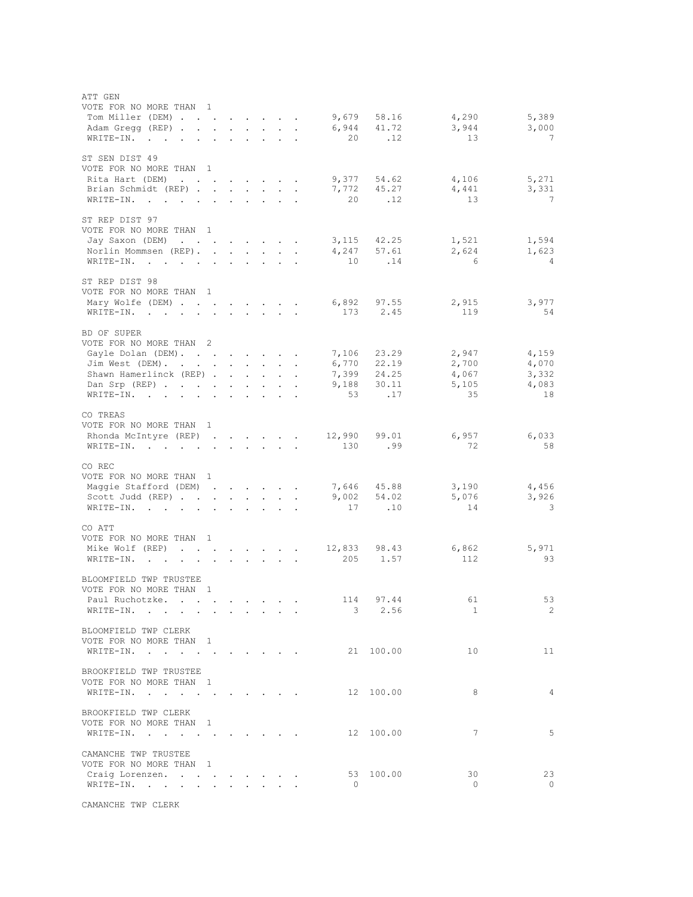ATT GEN
VOTE FOR NO MORE THAN 1

| Candidate | Total | Pct | | |
|---|---|---|---|---|
| Tom Miller (DEM) | 9,679 | 58.16 | 4,290 | 5,389 |
| Adam Gregg (REP) | 6,944 | 41.72 | 3,944 | 3,000 |
| WRITE-IN. | 20 | .12 | 13 | 7 |

ST SEN DIST 49
VOTE FOR NO MORE THAN 1

| Candidate | Total | Pct | | |
|---|---|---|---|---|
| Rita Hart (DEM) | 9,377 | 54.62 | 4,106 | 5,271 |
| Brian Schmidt (REP) | 7,772 | 45.27 | 4,441 | 3,331 |
| WRITE-IN. | 20 | .12 | 13 | 7 |

ST REP DIST 97
VOTE FOR NO MORE THAN 1

| Candidate | Total | Pct | | |
|---|---|---|---|---|
| Jay Saxon (DEM) | 3,115 | 42.25 | 1,521 | 1,594 |
| Norlin Mommsen (REP). | 4,247 | 57.61 | 2,624 | 1,623 |
| WRITE-IN. | 10 | .14 | 6 | 4 |

ST REP DIST 98
VOTE FOR NO MORE THAN 1

| Candidate | Total | Pct | | |
|---|---|---|---|---|
| Mary Wolfe (DEM) | 6,892 | 97.55 | 2,915 | 3,977 |
| WRITE-IN. | 173 | 2.45 | 119 | 54 |

BD OF SUPER
VOTE FOR NO MORE THAN 2

| Candidate | Total | Pct | | |
|---|---|---|---|---|
| Gayle Dolan (DEM). | 7,106 | 23.29 | 2,947 | 4,159 |
| Jim West (DEM). | 6,770 | 22.19 | 2,700 | 4,070 |
| Shawn Hamerlinck (REP) | 7,399 | 24.25 | 4,067 | 3,332 |
| Dan Srp (REP) | 9,188 | 30.11 | 5,105 | 4,083 |
| WRITE-IN. | 53 | .17 | 35 | 18 |

CO TREAS
VOTE FOR NO MORE THAN 1

| Candidate | Total | Pct | | |
|---|---|---|---|---|
| Rhonda McIntyre (REP) | 12,990 | 99.01 | 6,957 | 6,033 |
| WRITE-IN. | 130 | .99 | 72 | 58 |

CO REC
VOTE FOR NO MORE THAN 1

| Candidate | Total | Pct | | |
|---|---|---|---|---|
| Maggie Stafford (DEM) | 7,646 | 45.88 | 3,190 | 4,456 |
| Scott Judd (REP) | 9,002 | 54.02 | 5,076 | 3,926 |
| WRITE-IN. | 17 | .10 | 14 | 3 |

CO ATT
VOTE FOR NO MORE THAN 1

| Candidate | Total | Pct | | |
|---|---|---|---|---|
| Mike Wolf (REP) | 12,833 | 98.43 | 6,862 | 5,971 |
| WRITE-IN. | 205 | 1.57 | 112 | 93 |

BLOOMFIELD TWP TRUSTEE
VOTE FOR NO MORE THAN 1

| Candidate | Total | Pct | | |
|---|---|---|---|---|
| Paul Ruchotzke. | 114 | 97.44 | 61 | 53 |
| WRITE-IN. | 3 | 2.56 | 1 | 2 |

BLOOMFIELD TWP CLERK
VOTE FOR NO MORE THAN 1

| Candidate | Total | Pct | | |
|---|---|---|---|---|
| WRITE-IN. | 21 | 100.00 | 10 | 11 |

BROOKFIELD TWP TRUSTEE
VOTE FOR NO MORE THAN 1

| Candidate | Total | Pct | | |
|---|---|---|---|---|
| WRITE-IN. | 12 | 100.00 | 8 | 4 |

BROOKFIELD TWP CLERK
VOTE FOR NO MORE THAN 1

| Candidate | Total | Pct | | |
|---|---|---|---|---|
| WRITE-IN. | 12 | 100.00 | 7 | 5 |

CAMANCHE TWP TRUSTEE
VOTE FOR NO MORE THAN 1

| Candidate | Total | Pct | | |
|---|---|---|---|---|
| Craig Lorenzen. | 53 | 100.00 | 30 | 23 |
| WRITE-IN. | 0 | | 0 | 0 |

CAMANCHE TWP CLERK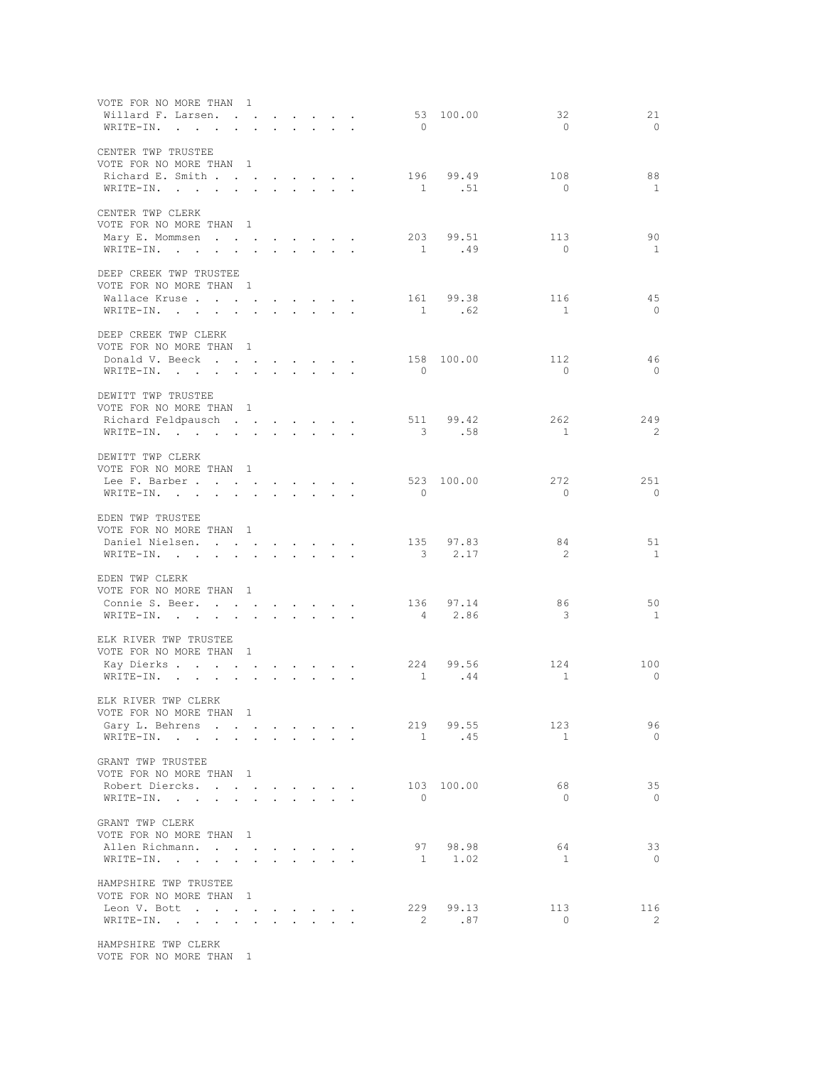VOTE FOR NO MORE THAN 1

| | | | | |
|---|---|---|---|---|
| Willard F. Larsen. . . . . . . . | 53 | 100.00 | 32 | 21 |
| WRITE-IN. . . . . . . . . . . | 0 | | 0 | 0 |

CENTER TWP TRUSTEE
VOTE FOR NO MORE THAN 1

| | | | | |
|---|---|---|---|---|
| Richard E. Smith . . . . . . . . | 196 | 99.49 | 108 | 88 |
| WRITE-IN. . . . . . . . . . . | 1 | .51 | 0 | 1 |

CENTER TWP CLERK
VOTE FOR NO MORE THAN 1

| | | | | |
|---|---|---|---|---|
| Mary E. Mommsen . . . . . . . . | 203 | 99.51 | 113 | 90 |
| WRITE-IN. . . . . . . . . . . | 1 | .49 | 0 | 1 |

DEEP CREEK TWP TRUSTEE
VOTE FOR NO MORE THAN 1

| | | | | |
|---|---|---|---|---|
| Wallace Kruse . . . . . . . . . | 161 | 99.38 | 116 | 45 |
| WRITE-IN. . . . . . . . . . . | 1 | .62 | 1 | 0 |

DEEP CREEK TWP CLERK
VOTE FOR NO MORE THAN 1

| | | | | |
|---|---|---|---|---|
| Donald V. Beeck . . . . . . . . | 158 | 100.00 | 112 | 46 |
| WRITE-IN. . . . . . . . . . . | 0 | | 0 | 0 |

DEWITT TWP TRUSTEE
VOTE FOR NO MORE THAN 1

| | | | | |
|---|---|---|---|---|
| Richard Feldpausch . . . . . . . | 511 | 99.42 | 262 | 249 |
| WRITE-IN. . . . . . . . . . . | 3 | .58 | 1 | 2 |

DEWITT TWP CLERK
VOTE FOR NO MORE THAN 1

| | | | | |
|---|---|---|---|---|
| Lee F. Barber . . . . . . . . . | 523 | 100.00 | 272 | 251 |
| WRITE-IN. . . . . . . . . . . | 0 | | 0 | 0 |

EDEN TWP TRUSTEE
VOTE FOR NO MORE THAN 1

| | | | | |
|---|---|---|---|---|
| Daniel Nielsen. . . . . . . . . | 135 | 97.83 | 84 | 51 |
| WRITE-IN. . . . . . . . . . . | 3 | 2.17 | 2 | 1 |

EDEN TWP CLERK
VOTE FOR NO MORE THAN 1

| | | | | |
|---|---|---|---|---|
| Connie S. Beer. . . . . . . . . | 136 | 97.14 | 86 | 50 |
| WRITE-IN. . . . . . . . . . . | 4 | 2.86 | 3 | 1 |

ELK RIVER TWP TRUSTEE
VOTE FOR NO MORE THAN 1

| | | | | |
|---|---|---|---|---|
| Kay Dierks . . . . . . . . . . | 224 | 99.56 | 124 | 100 |
| WRITE-IN. . . . . . . . . . . | 1 | .44 | 1 | 0 |

ELK RIVER TWP CLERK
VOTE FOR NO MORE THAN 1

| | | | | |
|---|---|---|---|---|
| Gary L. Behrens . . . . . . . . | 219 | 99.55 | 123 | 96 |
| WRITE-IN. . . . . . . . . . . | 1 | .45 | 1 | 0 |

GRANT TWP TRUSTEE
VOTE FOR NO MORE THAN 1

| | | | | |
|---|---|---|---|---|
| Robert Diercks. . . . . . . . . | 103 | 100.00 | 68 | 35 |
| WRITE-IN. . . . . . . . . . . | 0 | | 0 | 0 |

GRANT TWP CLERK
VOTE FOR NO MORE THAN 1

| | | | | |
|---|---|---|---|---|
| Allen Richmann. . . . . . . . . | 97 | 98.98 | 64 | 33 |
| WRITE-IN. . . . . . . . . . . | 1 | 1.02 | 1 | 0 |

HAMPSHIRE TWP TRUSTEE
VOTE FOR NO MORE THAN 1

| | | | | |
|---|---|---|---|---|
| Leon V. Bott . . . . . . . . . | 229 | 99.13 | 113 | 116 |
| WRITE-IN. . . . . . . . . . . | 2 | .87 | 0 | 2 |

HAMPSHIRE TWP CLERK
VOTE FOR NO MORE THAN 1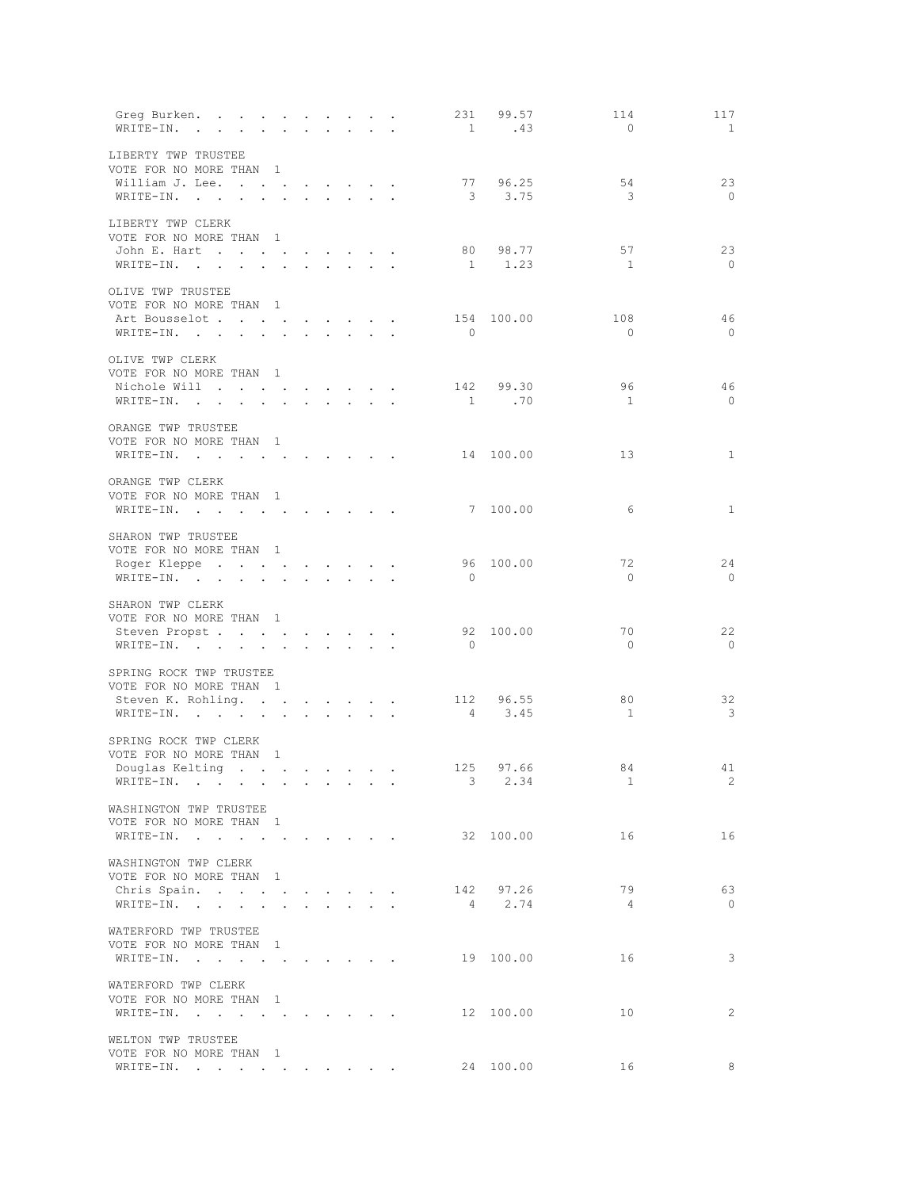| | | | | |
|---|---|---|---|---|
| Greg Burken | 231 | 99.57 | 114 | 117 |
| WRITE-IN. | 1 | .43 | 0 | 1 |

LIBERTY TWP TRUSTEE
VOTE FOR NO MORE THAN 1

| | | | | |
|---|---|---|---|---|
| William J. Lee. | 77 | 96.25 | 54 | 23 |
| WRITE-IN. | 3 | 3.75 | 3 | 0 |

LIBERTY TWP CLERK
VOTE FOR NO MORE THAN 1

| | | | | |
|---|---|---|---|---|
| John E. Hart | 80 | 98.77 | 57 | 23 |
| WRITE-IN. | 1 | 1.23 | 1 | 0 |

OLIVE TWP TRUSTEE
VOTE FOR NO MORE THAN 1

| | | | | |
|---|---|---|---|---|
| Art Bousselot | 154 | 100.00 | 108 | 46 |
| WRITE-IN. | 0 | | 0 | 0 |

OLIVE TWP CLERK
VOTE FOR NO MORE THAN 1

| | | | | |
|---|---|---|---|---|
| Nichole Will | 142 | 99.30 | 96 | 46 |
| WRITE-IN. | 1 | .70 | 1 | 0 |

ORANGE TWP TRUSTEE
VOTE FOR NO MORE THAN 1

| | | | | |
|---|---|---|---|---|
| WRITE-IN. | 14 | 100.00 | 13 | 1 |

ORANGE TWP CLERK
VOTE FOR NO MORE THAN 1

| | | | | |
|---|---|---|---|---|
| WRITE-IN. | 7 | 100.00 | 6 | 1 |

SHARON TWP TRUSTEE
VOTE FOR NO MORE THAN 1

| | | | | |
|---|---|---|---|---|
| Roger Kleppe | 96 | 100.00 | 72 | 24 |
| WRITE-IN. | 0 | | 0 | 0 |

SHARON TWP CLERK
VOTE FOR NO MORE THAN 1

| | | | | |
|---|---|---|---|---|
| Steven Propst | 92 | 100.00 | 70 | 22 |
| WRITE-IN. | 0 | | 0 | 0 |

SPRING ROCK TWP TRUSTEE
VOTE FOR NO MORE THAN 1

| | | | | |
|---|---|---|---|---|
| Steven K. Rohling. | 112 | 96.55 | 80 | 32 |
| WRITE-IN. | 4 | 3.45 | 1 | 3 |

SPRING ROCK TWP CLERK
VOTE FOR NO MORE THAN 1

| | | | | |
|---|---|---|---|---|
| Douglas Kelting | 125 | 97.66 | 84 | 41 |
| WRITE-IN. | 3 | 2.34 | 1 | 2 |

WASHINGTON TWP TRUSTEE
VOTE FOR NO MORE THAN 1

| | | | | |
|---|---|---|---|---|
| WRITE-IN. | 32 | 100.00 | 16 | 16 |

WASHINGTON TWP CLERK
VOTE FOR NO MORE THAN 1

| | | | | |
|---|---|---|---|---|
| Chris Spain. | 142 | 97.26 | 79 | 63 |
| WRITE-IN. | 4 | 2.74 | 4 | 0 |

WATERFORD TWP TRUSTEE
VOTE FOR NO MORE THAN 1

| | | | | |
|---|---|---|---|---|
| WRITE-IN. | 19 | 100.00 | 16 | 3 |

WATERFORD TWP CLERK
VOTE FOR NO MORE THAN 1

| | | | | |
|---|---|---|---|---|
| WRITE-IN. | 12 | 100.00 | 10 | 2 |

WELTON TWP TRUSTEE
VOTE FOR NO MORE THAN 1

| | | | | |
|---|---|---|---|---|
| WRITE-IN. | 24 | 100.00 | 16 | 8 |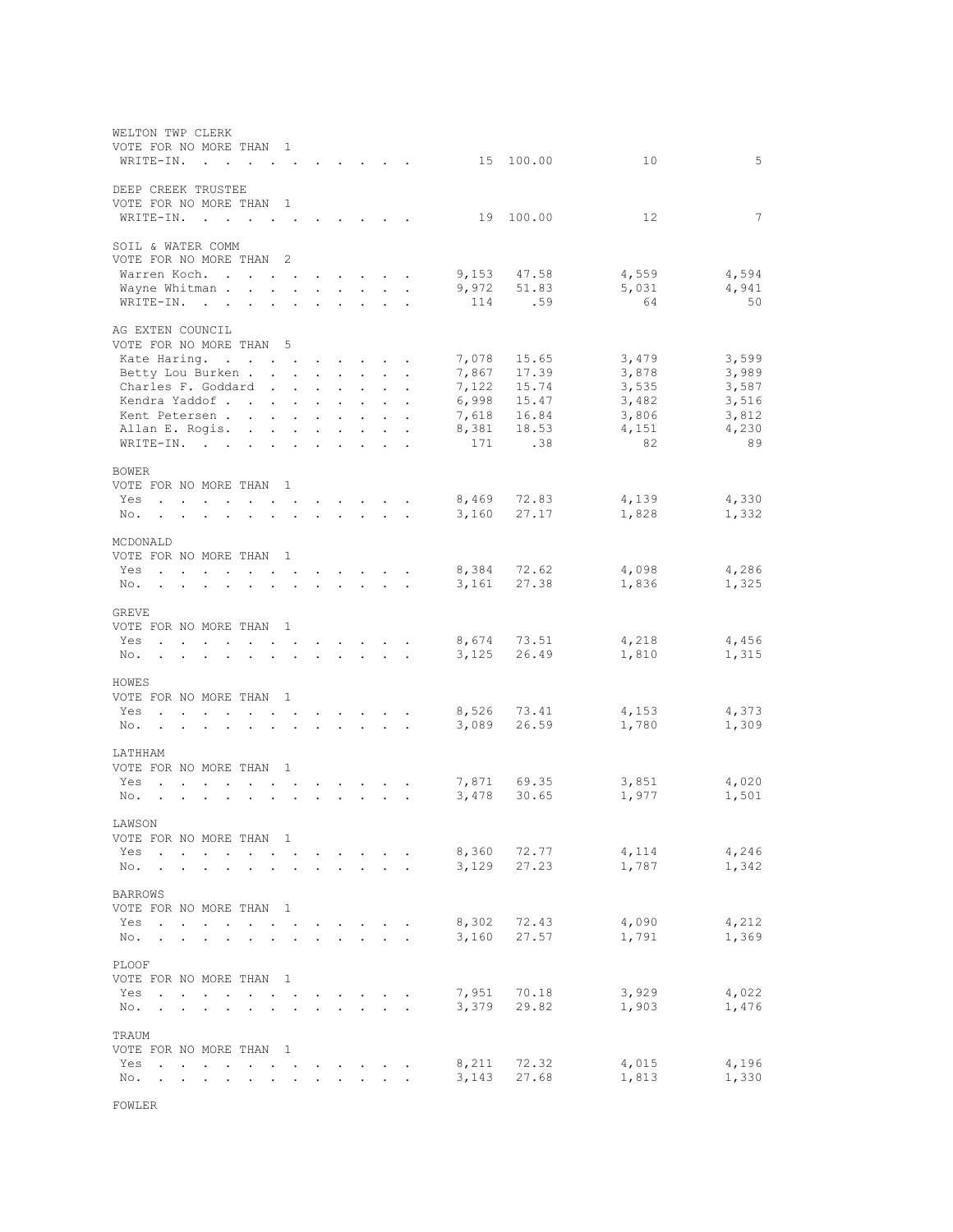WELTON TWP CLERK
VOTE FOR NO MORE THAN 1

| | | | | |
|---|---|---|---|---|
| WRITE-IN. | 15 | 100.00 | 10 | 5 |

DEEP CREEK TRUSTEE
VOTE FOR NO MORE THAN 1

| | | | | |
|---|---|---|---|---|
| WRITE-IN. | 19 | 100.00 | 12 | 7 |

SOIL & WATER COMM
VOTE FOR NO MORE THAN 2

| | | | | |
|---|---|---|---|---|
| Warren Koch. | 9,153 | 47.58 | 4,559 | 4,594 |
| Wayne Whitman | 9,972 | 51.83 | 5,031 | 4,941 |
| WRITE-IN. | 114 | .59 | 64 | 50 |

AG EXTEN COUNCIL
VOTE FOR NO MORE THAN 5

| | | | | |
|---|---|---|---|---|
| Kate Haring. | 7,078 | 15.65 | 3,479 | 3,599 |
| Betty Lou Burken | 7,867 | 17.39 | 3,878 | 3,989 |
| Charles F. Goddard | 7,122 | 15.74 | 3,535 | 3,587 |
| Kendra Yaddof | 6,998 | 15.47 | 3,482 | 3,516 |
| Kent Petersen | 7,618 | 16.84 | 3,806 | 3,812 |
| Allan E. Rogis. | 8,381 | 18.53 | 4,151 | 4,230 |
| WRITE-IN. | 171 | .38 | 82 | 89 |

BOWER
VOTE FOR NO MORE THAN 1

| | | | | |
|---|---|---|---|---|
| Yes | 8,469 | 72.83 | 4,139 | 4,330 |
| No. | 3,160 | 27.17 | 1,828 | 1,332 |

MCDONALD
VOTE FOR NO MORE THAN 1

| | | | | |
|---|---|---|---|---|
| Yes | 8,384 | 72.62 | 4,098 | 4,286 |
| No. | 3,161 | 27.38 | 1,836 | 1,325 |

GREVE
VOTE FOR NO MORE THAN 1

| | | | | |
|---|---|---|---|---|
| Yes | 8,674 | 73.51 | 4,218 | 4,456 |
| No. | 3,125 | 26.49 | 1,810 | 1,315 |

HOWES
VOTE FOR NO MORE THAN 1

| | | | | |
|---|---|---|---|---|
| Yes | 8,526 | 73.41 | 4,153 | 4,373 |
| No. | 3,089 | 26.59 | 1,780 | 1,309 |

LATHHAM
VOTE FOR NO MORE THAN 1

| | | | | |
|---|---|---|---|---|
| Yes | 7,871 | 69.35 | 3,851 | 4,020 |
| No. | 3,478 | 30.65 | 1,977 | 1,501 |

LAWSON
VOTE FOR NO MORE THAN 1

| | | | | |
|---|---|---|---|---|
| Yes | 8,360 | 72.77 | 4,114 | 4,246 |
| No. | 3,129 | 27.23 | 1,787 | 1,342 |

BARROWS
VOTE FOR NO MORE THAN 1

| | | | | |
|---|---|---|---|---|
| Yes | 8,302 | 72.43 | 4,090 | 4,212 |
| No. | 3,160 | 27.57 | 1,791 | 1,369 |

PLOOF
VOTE FOR NO MORE THAN 1

| | | | | |
|---|---|---|---|---|
| Yes | 7,951 | 70.18 | 3,929 | 4,022 |
| No. | 3,379 | 29.82 | 1,903 | 1,476 |

TRAUM
VOTE FOR NO MORE THAN 1

| | | | | |
|---|---|---|---|---|
| Yes | 8,211 | 72.32 | 4,015 | 4,196 |
| No. | 3,143 | 27.68 | 1,813 | 1,330 |

FOWLER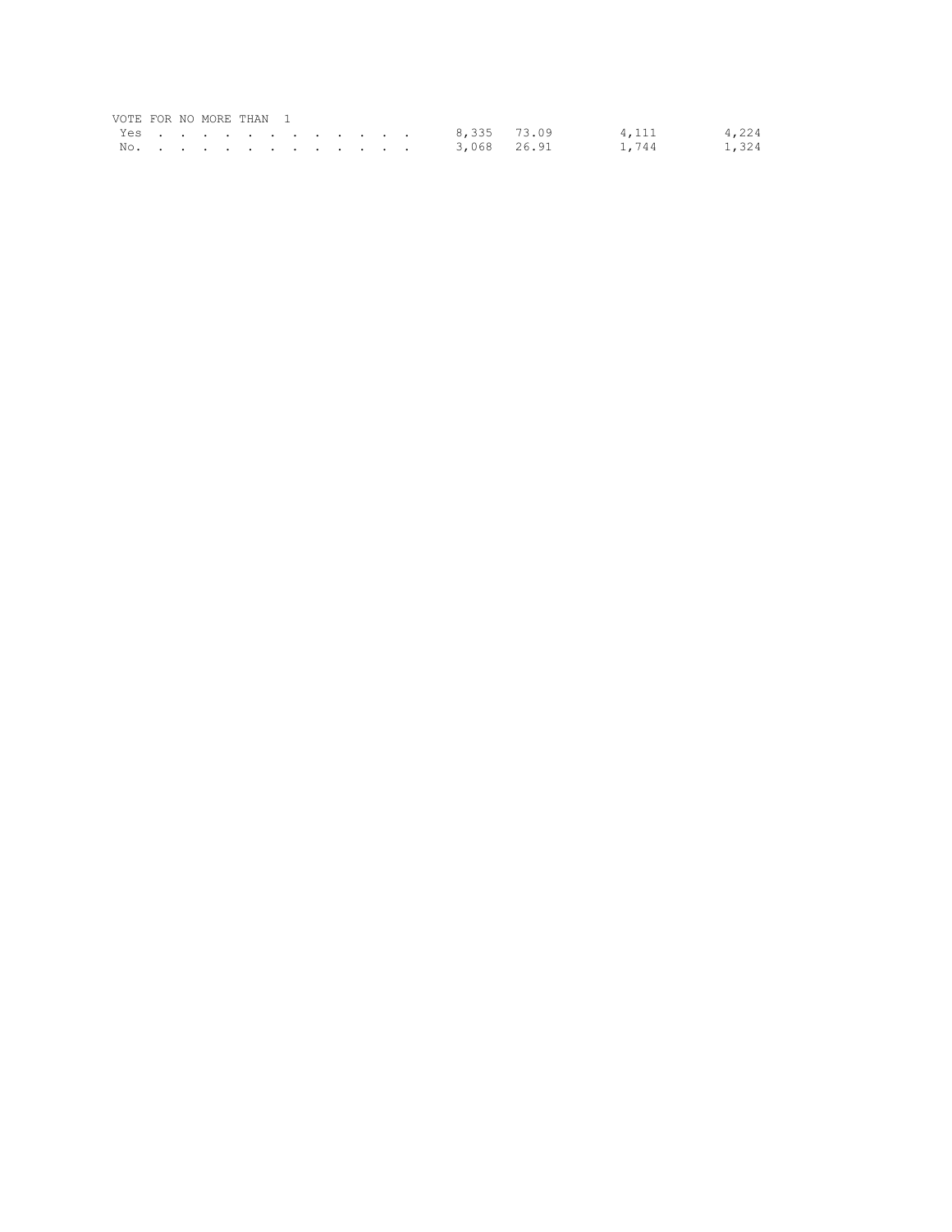VOTE FOR NO MORE THAN 1

| | | | | |
|---|---|---|---|---|
| Yes . . . . . . . . . . . . . | 8,335 | 73.09 | 4,111 | 4,224 |
| No. . . . . . . . . . . . . . | 3,068 | 26.91 | 1,744 | 1,324 |